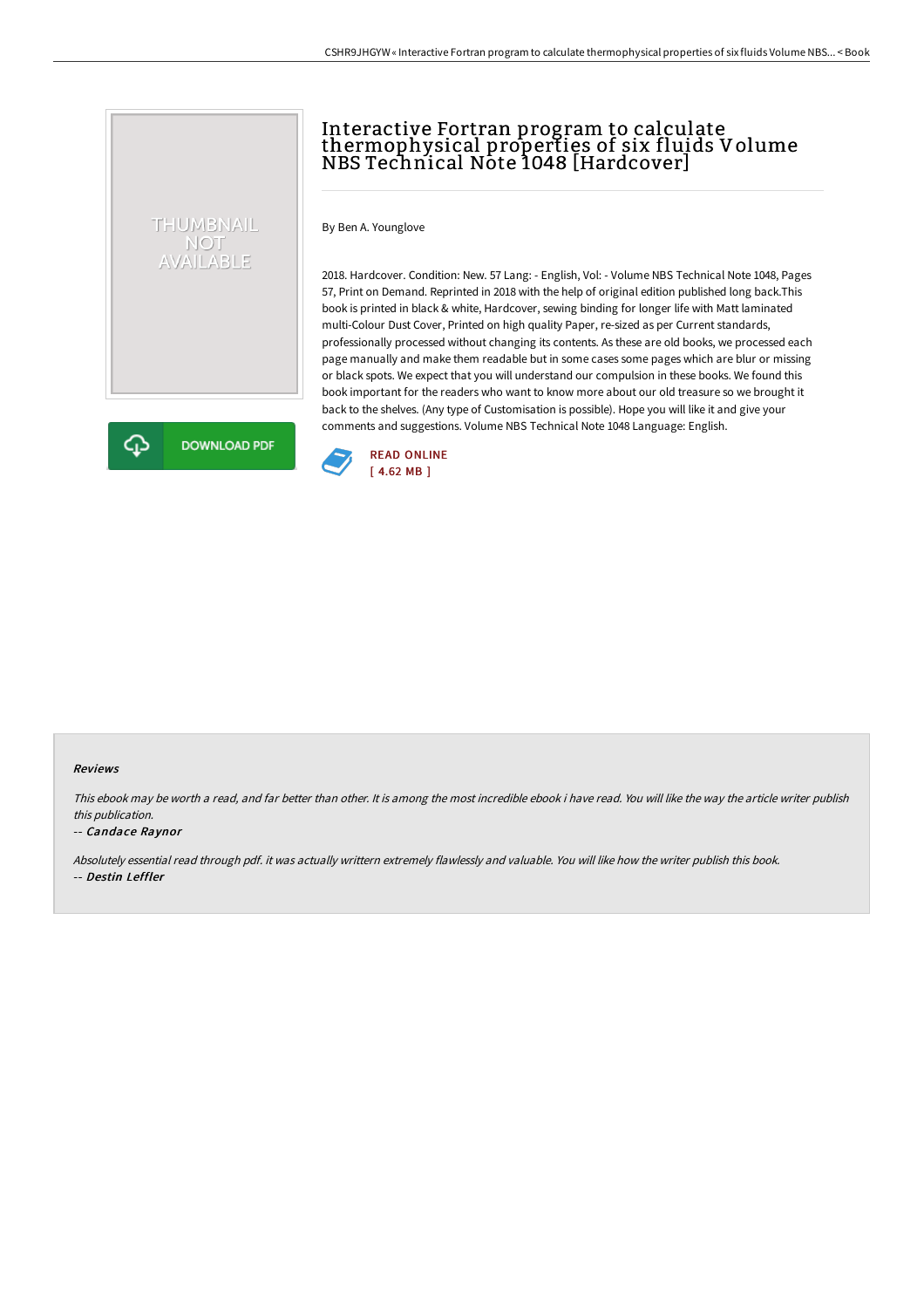# Interactive Fortran program to calculate thermophysical properties of six fluids Volume NBS Technical Note 1048 [Hardcover]

THUMBNAIL NOT AVAILABLE

DOWNLOAD PDF

By Ben A. Younglove

2018. Hardcover. Condition: New. 57 Lang: - English, Vol: - Volume NBS Technical Note 1048, Pages 57, Print on Demand. Reprinted in 2018 with the help of original edition published long back.This book is printed in black & white, Hardcover, sewing binding for longer life with Matt laminated multi-Colour Dust Cover, Printed on high quality Paper, re-sized as per Current standards, professionally processed without changing its contents. As these are old books, we processed each page manually and make them readable but in some cases some pages which are blur or missing or black spots. We expect that you will understand our compulsion in these books. We found this book important for the readers who want to know more about our old treasure so we brought it back to the shelves. (Any type of Customisation is possible). Hope you will like it and give your comments and suggestions. Volume NBS Technical Note 1048 Language: English.

READ ONLINE
[ 4.62 MB ]

## Reviews

*This ebook may be worth a read, and far better than other. It is among the most incredible ebook i have read. You will like the way the article writer publish this publication.*

-- *Candace Raynor*

*Absolutely essential read through pdf. it was actually writtern extremely flawlessly and valuable. You will like how the writer publish this book.*

-- *Destin Leffler*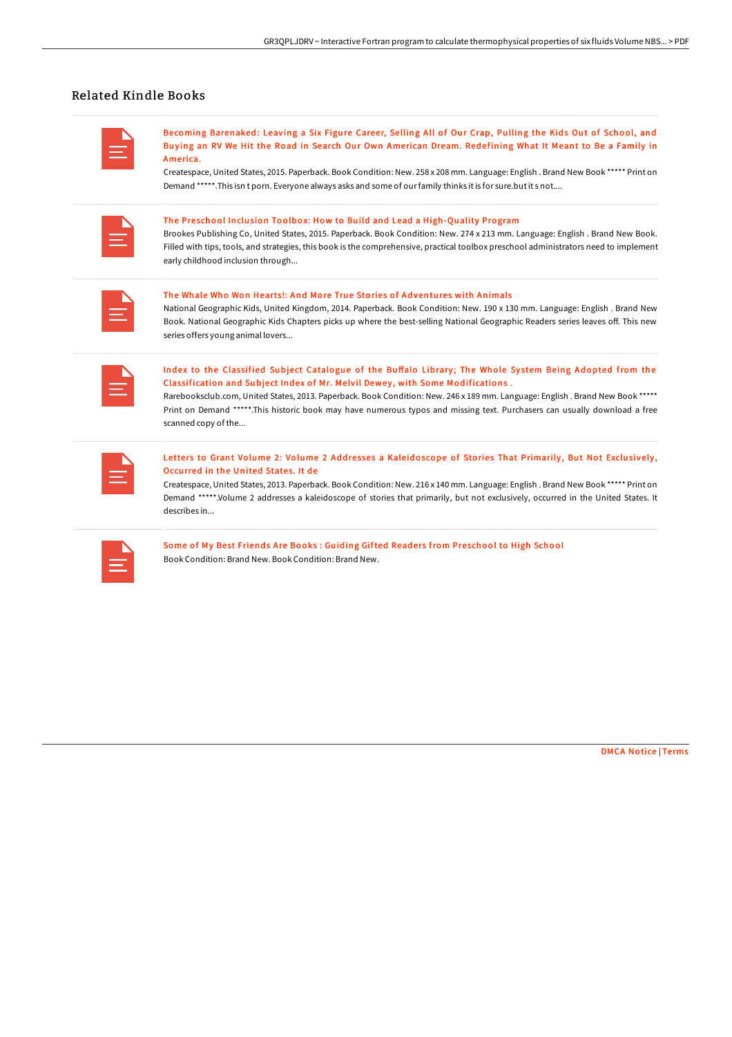## Related Kindle Books

**Becoming Barenaked: Leaving a Six Figure Career, Selling All of Our Crap, Pulling the Kids Out of School, and Buying an RV We Hit the Road in Search Our Own American Dream. Redefining What It Meant to Be a Family in America.**

Createspace, United States, 2015. Paperback. Book Condition: New. 258 x 208 mm. Language: English . Brand New Book ***** Print on Demand *****.This isn t porn. Everyone always asks and some of our family thinks it is for sure.but it s not....

**The Preschool Inclusion Toolbox: How to Build and Lead a High-Quality Program**

Brookes Publishing Co, United States, 2015. Paperback. Book Condition: New. 274 x 213 mm. Language: English . Brand New Book. Filled with tips, tools, and strategies, this book is the comprehensive, practical toolbox preschool administrators need to implement early childhood inclusion through...

**The Whale Who Won Hearts!: And More True Stories of Adventures with Animals**

National Geographic Kids, United Kingdom, 2014. Paperback. Book Condition: New. 190 x 130 mm. Language: English . Brand New Book. National Geographic Kids Chapters picks up where the best-selling National Geographic Readers series leaves off. This new series offers young animal lovers...

**Index to the Classified Subject Catalogue of the Buffalo Library; The Whole System Being Adopted from the Classification and Subject Index of Mr. Melvil Dewey, with Some Modifications .**

Rarebooksclub.com, United States, 2013. Paperback. Book Condition: New. 246 x 189 mm. Language: English . Brand New Book ***** Print on Demand *****.This historic book may have numerous typos and missing text. Purchasers can usually download a free scanned copy of the...

**Letters to Grant Volume 2: Volume 2 Addresses a Kaleidoscope of Stories That Primarily, But Not Exclusively, Occurred in the United States. It de**

Createspace, United States, 2013. Paperback. Book Condition: New. 216 x 140 mm. Language: English . Brand New Book ***** Print on Demand *****.Volume 2 addresses a kaleidoscope of stories that primarily, but not exclusively, occurred in the United States. It describes in...

**Some of My Best Friends Are Books : Guiding Gifted Readers from Preschool to High School**

Book Condition: Brand New. Book Condition: Brand New.

DMCA Notice | Terms